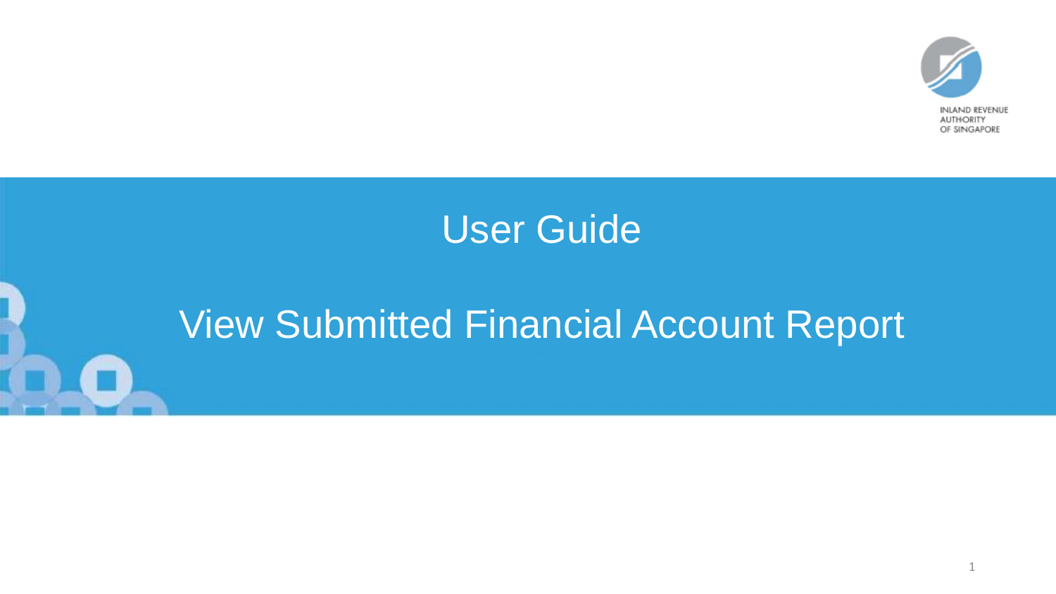INLAND REVENUE AUTHORITY OF SINGAPORE

# User Guide

# View Submitted Financial Account Report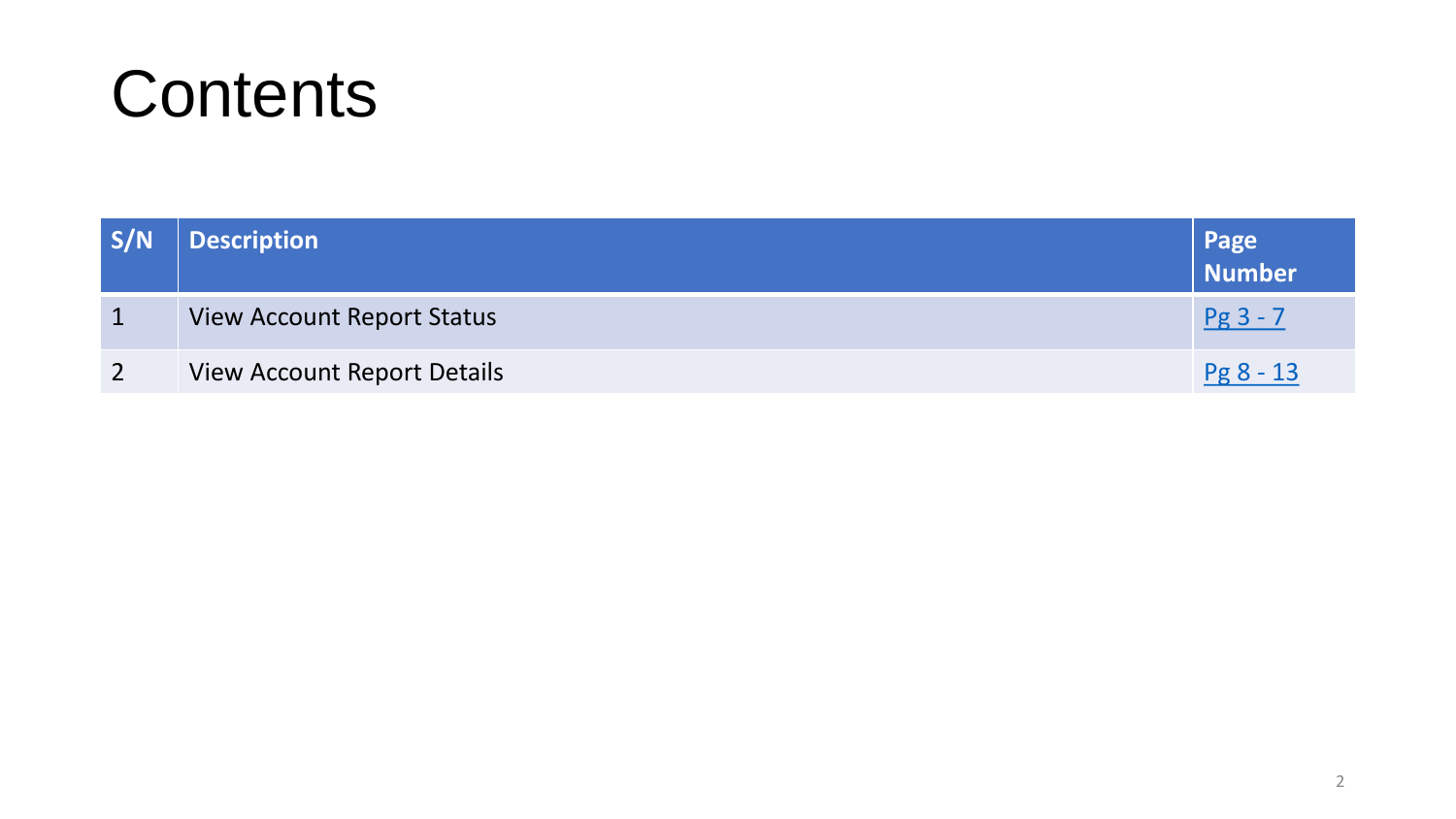# Contents

| S/N | Description | Page Number |
|---|---|---|
| 1 | View Account Report Status | Pg 3 - 7 |
| 2 | View Account Report Details | Pg 8 - 13 |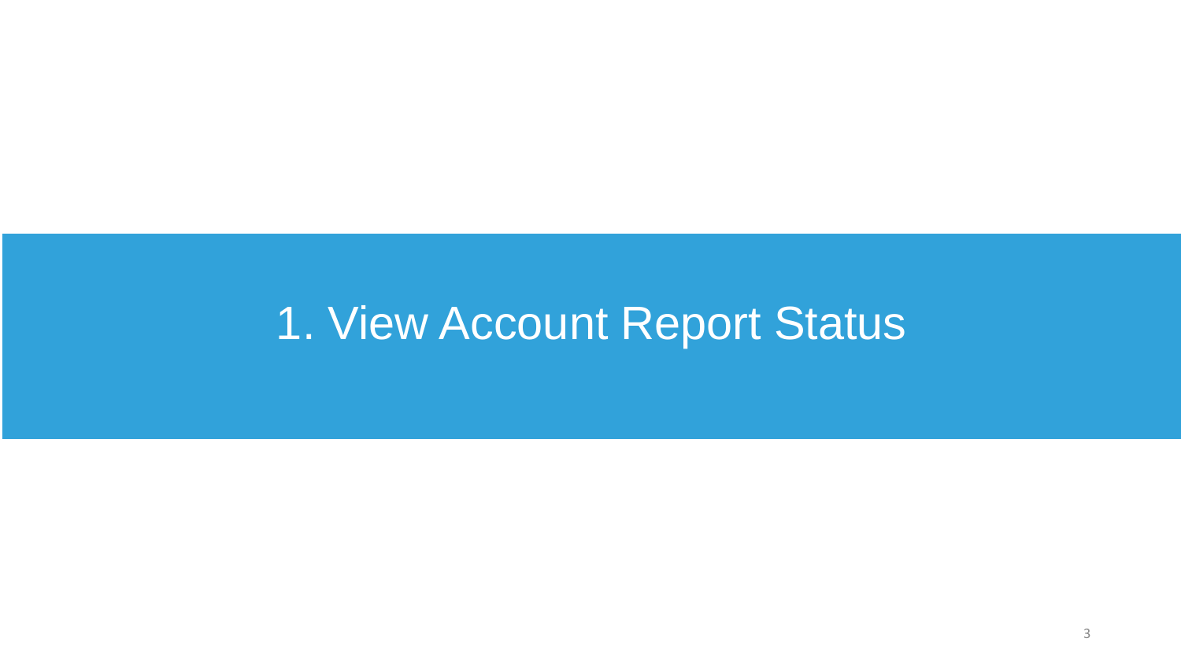# 1. View Account Report Status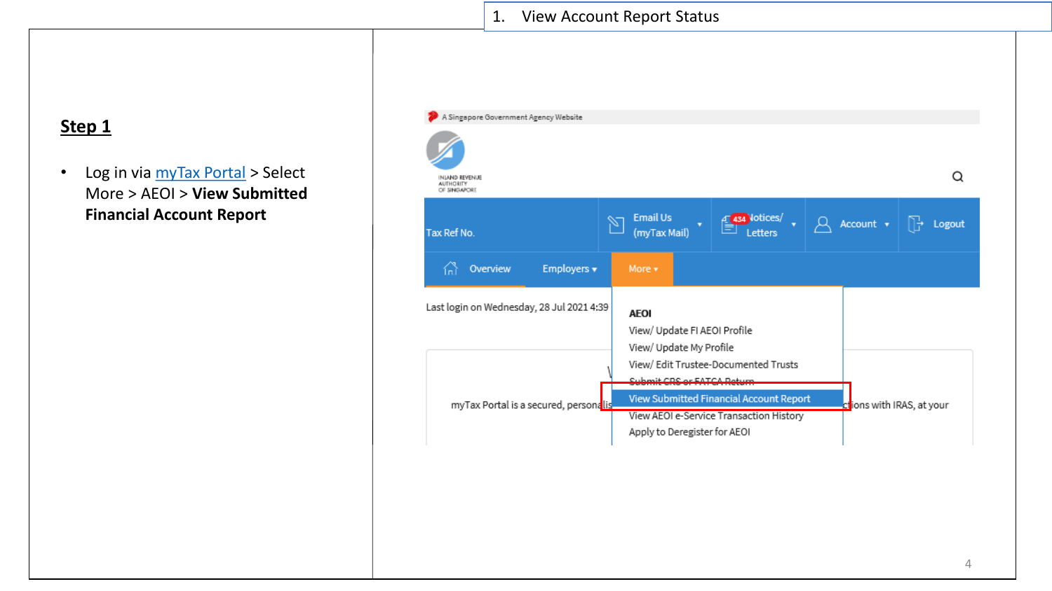1. View Account Report Status

**Step 1**

- Log in via myTax Portal > Select More > AEOI > **View Submitted Financial Account Report**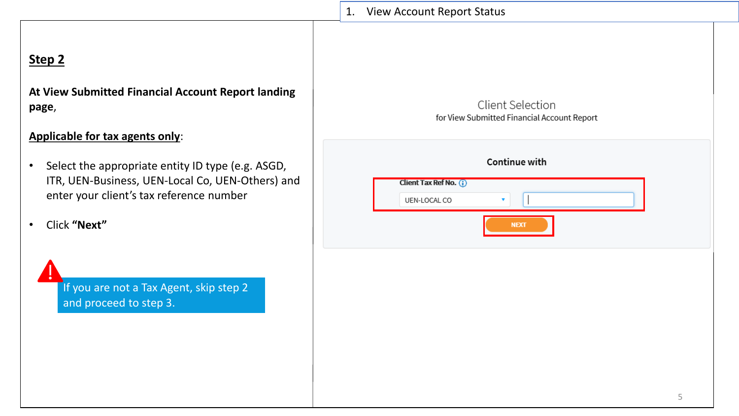1. View Account Report Status

## Step 2

**At View Submitted Financial Account Report landing page,**

**Applicable for tax agents only**:

- Select the appropriate entity ID type (e.g. ASGD, ITR, UEN-Business, UEN-Local Co, UEN-Others) and enter your client's tax reference number
- Click **"Next"**

If you are not a Tax Agent, skip step 2 and proceed to step 3.

Client Selection
for View Submitted Financial Account Report

**Continue with**

**Client Tax Ref No.**

UEN-LOCAL CO

NEXT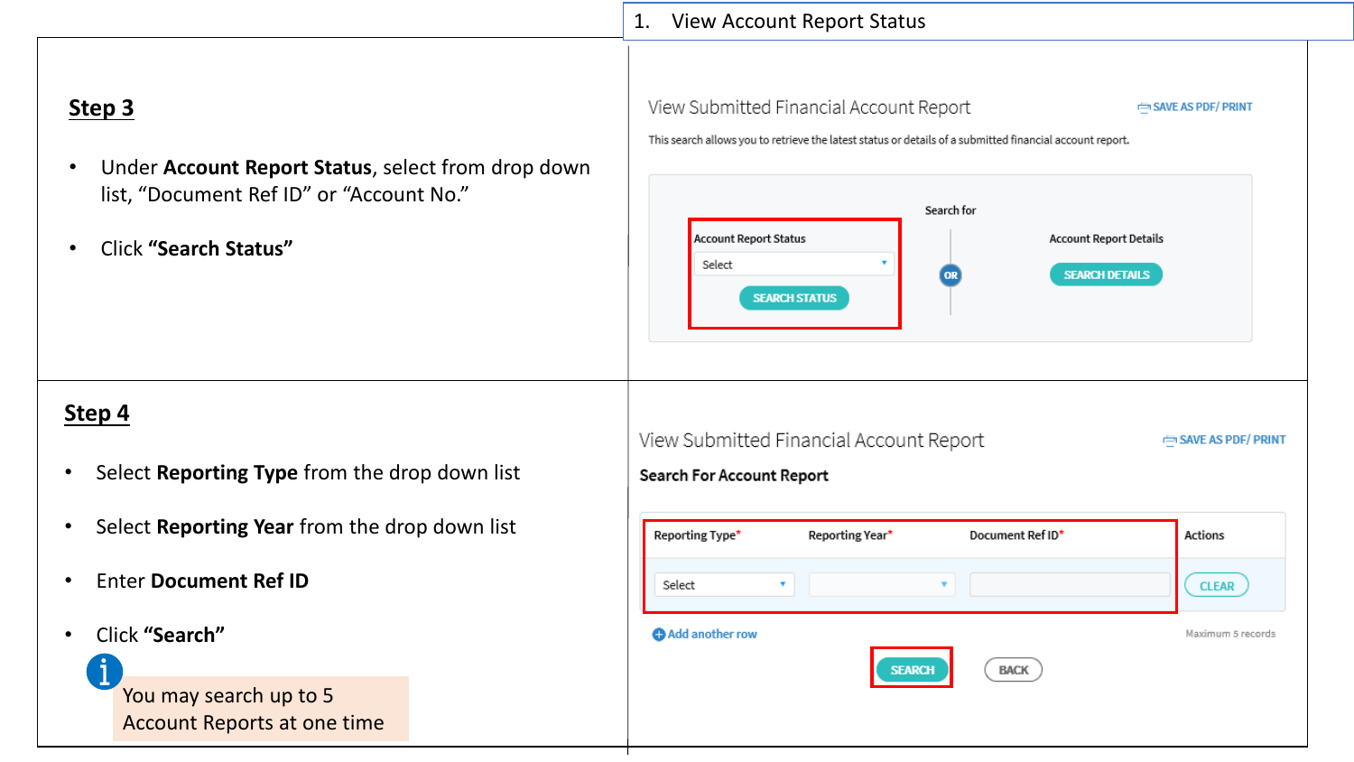1. View Account Report Status

## Step 3

- Under **Account Report Status**, select from drop down list, “Document Ref ID” or “Account No.”
- Click **“Search Status”**

View Submitted Financial Account Report

SAVE AS PDF/ PRINT

This search allows you to retrieve the latest status or details of a submitted financial account report.

Search for

Account Report Status

Select

SEARCH STATUS

OR

Account Report Details

SEARCH DETAILS

## Step 4

- Select **Reporting Type** from the drop down list
- Select **Reporting Year** from the drop down list
- Enter **Document Ref ID**
- Click **“Search”**

You may search up to 5 Account Reports at one time

View Submitted Financial Account Report

SAVE AS PDF/ PRINT

**Search For Account Report**

| Reporting Type* | Reporting Year* | Document Ref ID* | Actions |
|---|---|---|---|
| Select | | | CLEAR |

Add another row

Maximum 5 records

SEARCH BACK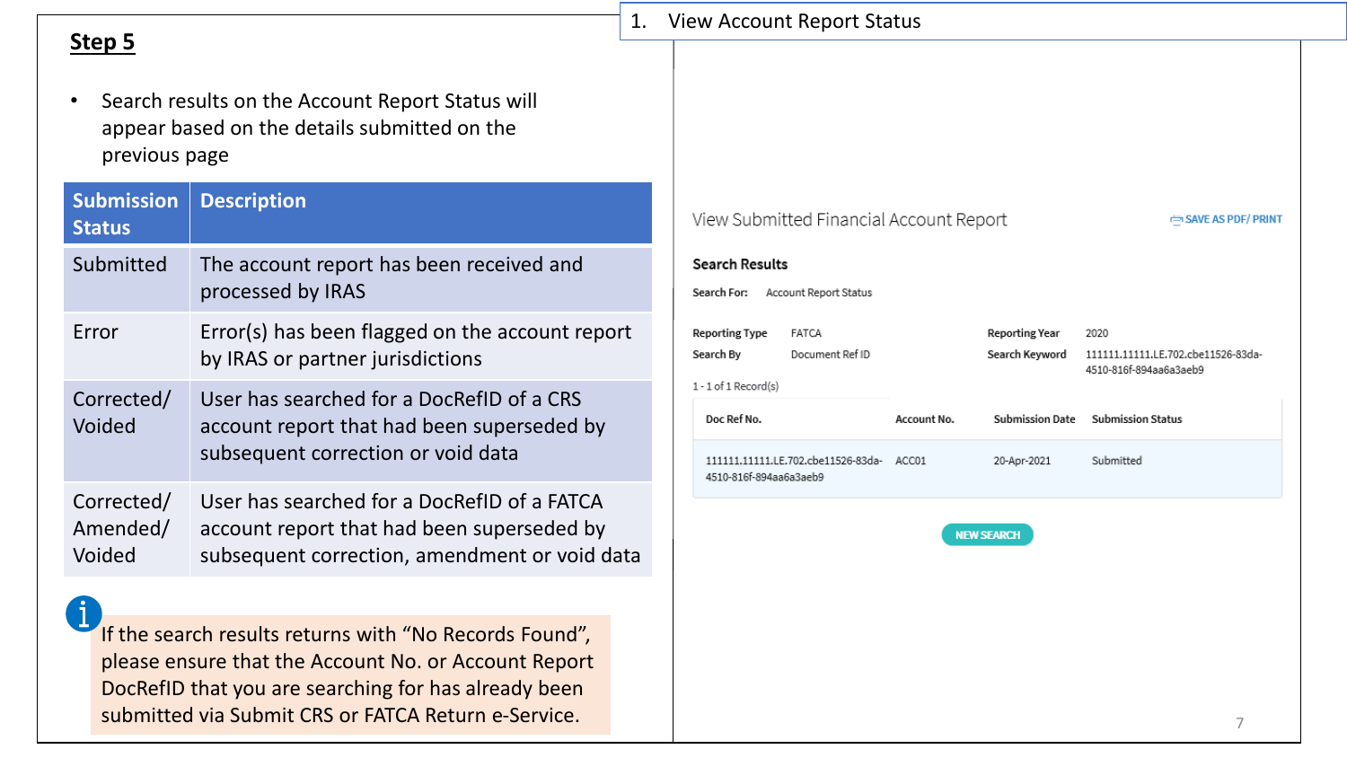## Step 5

- Search results on the Account Report Status will appear based on the details submitted on the previous page

| Submission Status | Description |
|---|---|
| Submitted | The account report has been received and processed by IRAS |
| Error | Error(s) has been flagged on the account report by IRAS or partner jurisdictions |
| Corrected/ Voided | User has searched for a DocRefID of a CRS account report that had been superseded by subsequent correction or void data |
| Corrected/ Amended/ Voided | User has searched for a DocRefID of a FATCA account report that had been superseded by subsequent correction, amendment or void data |

If the search results returns with "No Records Found", please ensure that the Account No. or Account Report DocRefID that you are searching for has already been submitted via Submit CRS or FATCA Return e-Service.

1. View Account Report Status

View Submitted Financial Account Report

SAVE AS PDF/ PRINT

**Search Results**

Search For: Account Report Status

Reporting Type: FATCA
Reporting Year: 2020
Search By: Document Ref ID
Search Keyword: 111111.11111.LE.702.cbe11526-83da-4510-816f-894aa6a3aeb9

1 - 1 of 1 Record(s)

| Doc Ref No. | Account No. | Submission Date | Submission Status |
|---|---|---|---|
| 111111.11111.LE.702.cbe11526-83da-4510-816f-894aa6a3aeb9 | ACC01 | 20-Apr-2021 | Submitted |

NEW SEARCH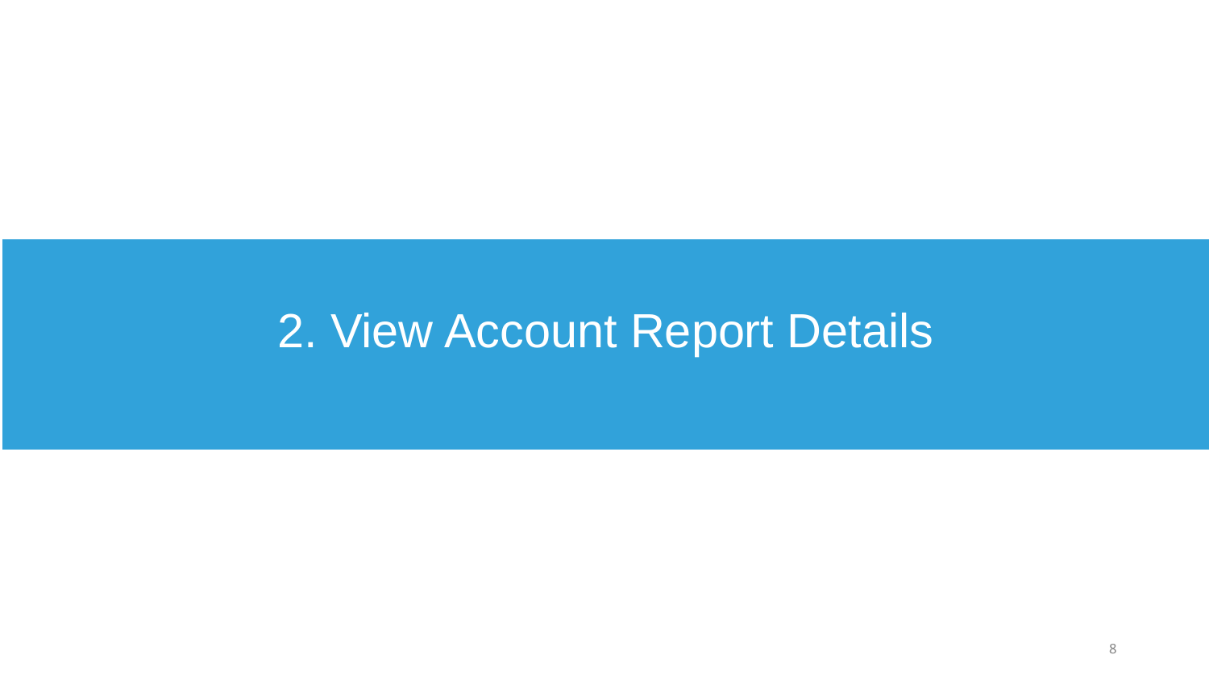# 2. View Account Report Details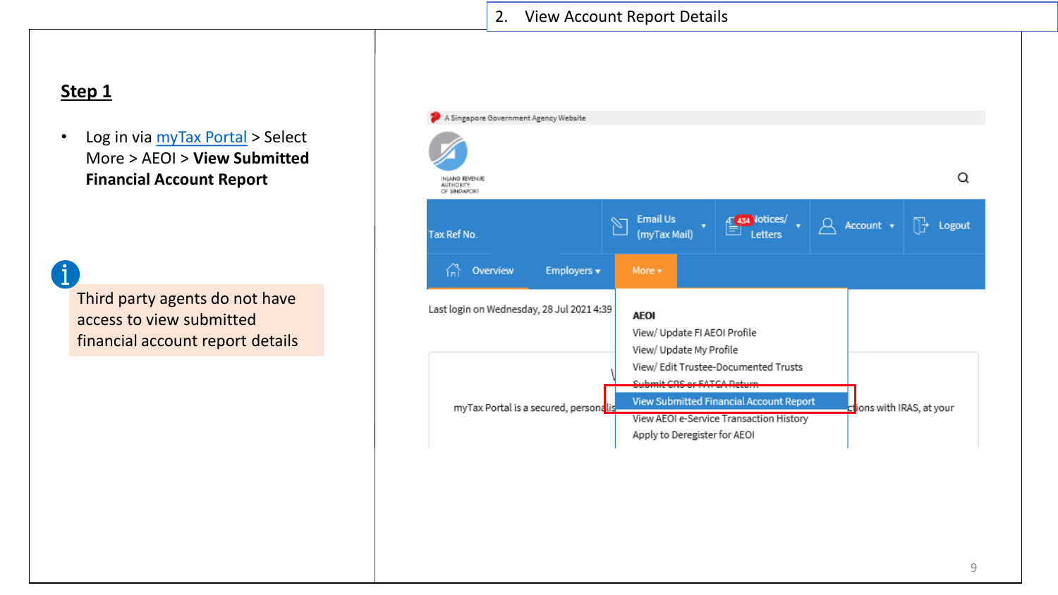## 2. View Account Report Details

### Step 1

- Log in via myTax Portal > Select More > AEOI > **View Submitted Financial Account Report**

Third party agents do not have access to view submitted financial account report details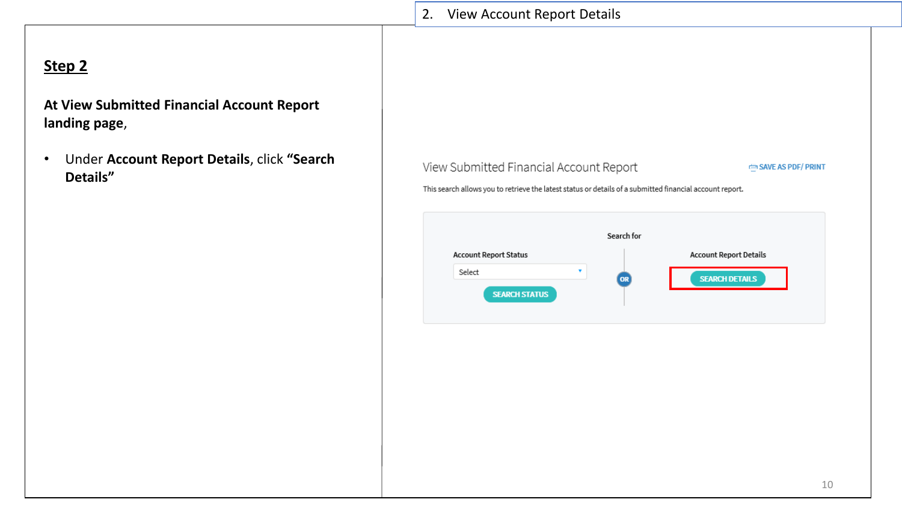2. View Account Report Details

## Step 2

**At View Submitted Financial Account Report landing page,**

- Under **Account Report Details**, click **"Search Details"**

View Submitted Financial Account Report

SAVE AS PDF/ PRINT

This search allows you to retrieve the latest status or details of a submitted financial account report.

Search for

Account Report Status

Select

SEARCH STATUS

OR

Account Report Details

SEARCH DETAILS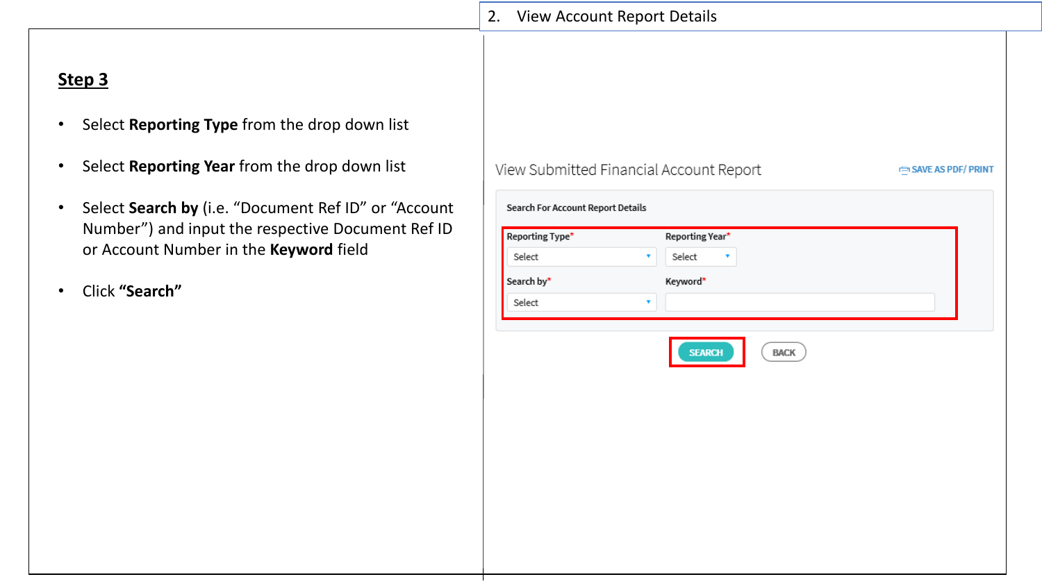## 2. View Account Report Details

### Step 3

- Select **Reporting Type** from the drop down list
- Select **Reporting Year** from the drop down list
- Select **Search by** (i.e. “Document Ref ID” or “Account Number”) and input the respective Document Ref ID or Account Number in the **Keyword** field
- Click **“Search”**

View Submitted Financial Account Report

SAVE AS PDF/ PRINT

Search For Account Report Details

Reporting Type* Select

Reporting Year* Select

Search by* Select

Keyword*

SEARCH BACK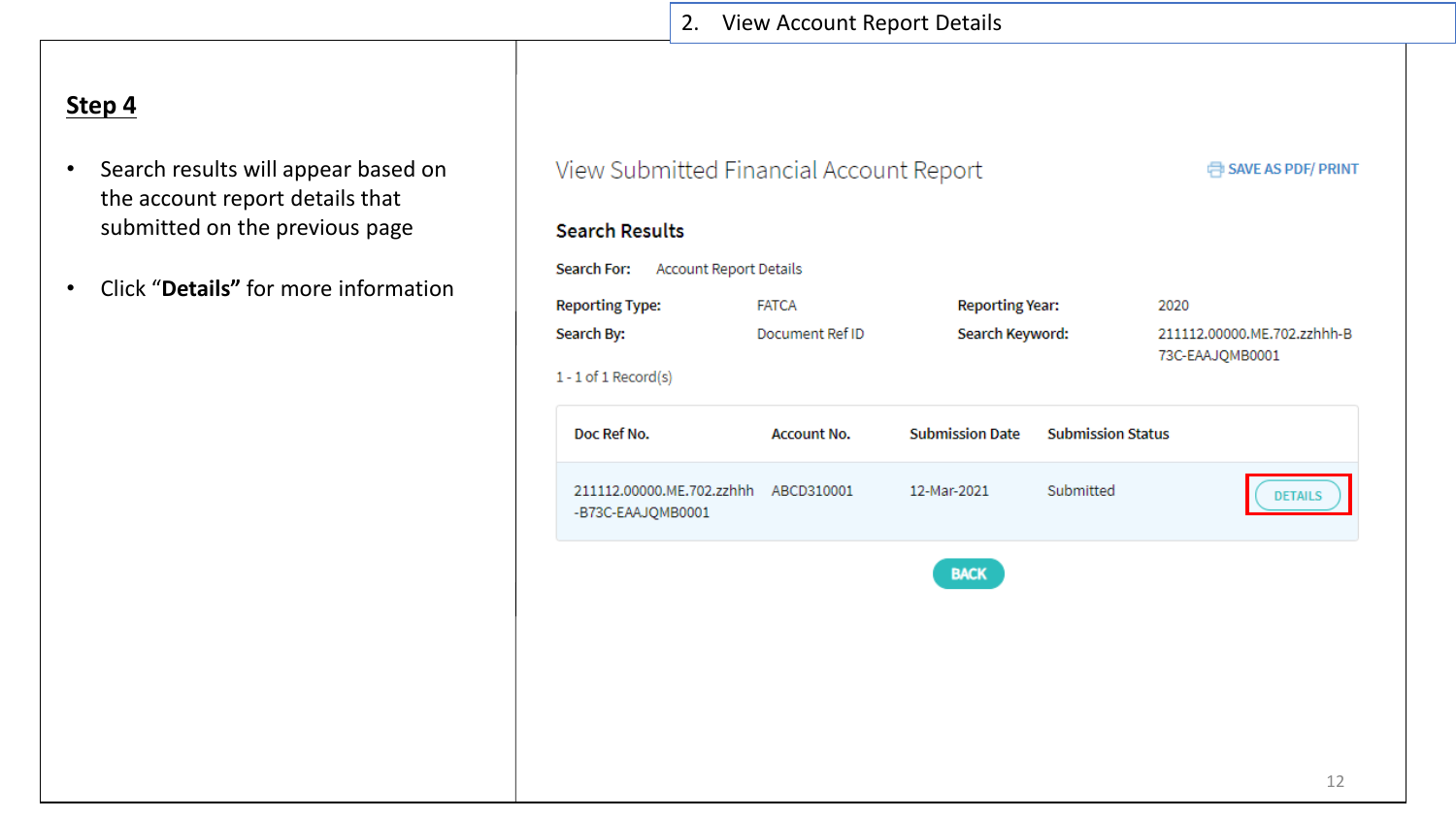## 2. View Account Report Details

### Step 4

- Search results will appear based on the account report details that submitted on the previous page
- Click “**Details”** for more information

View Submitted Financial Account Report

SAVE AS PDF/ PRINT

**Search Results**

**Search For:** Account Report Details

| | | | |
|---|---|---|---|
| **Reporting Type:** | FATCA | **Reporting Year:** | 2020 |
| **Search By:** | Document Ref ID | **Search Keyword:** | 211112.00000.ME.702.zzhhh-B73C-EAAJQMB0001 |

1 - 1 of 1 Record(s)

| Doc Ref No. | Account No. | Submission Date | Submission Status | |
|---|---|---|---|---|
| 211112.00000.ME.702.zzhhh-B73C-EAAJQMB0001 | ABCD310001 | 12-Mar-2021 | Submitted | DETAILS |

BACK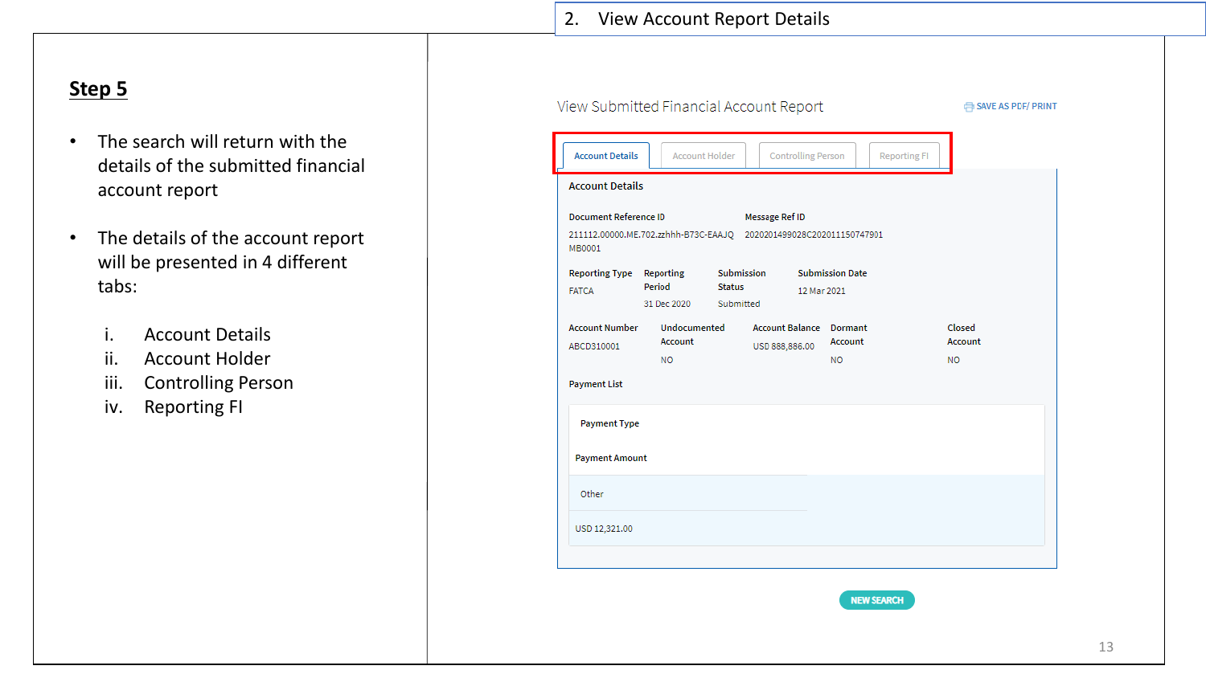## 2. View Account Report Details

**Step 5**

- The search will return with the details of the submitted financial account report
- The details of the account report will be presented in 4 different tabs:

  i. Account Details
  ii. Account Holder
  iii. Controlling Person
  iv. Reporting FI

View Submitted Financial Account Report

SAVE AS PDF/ PRINT

Account Details | Account Holder | Controlling Person | Reporting FI

**Account Details**

| Document Reference ID | Message Ref ID |
|---|---|
| 211112.00000.ME.702.zzhhh-B73C-EAAJQ MB0001 | 2020201499028C202011150747901 |

| Reporting Type | Reporting Period | Submission Status | Submission Date |
|---|---|---|---|
| FATCA | 31 Dec 2020 | Submitted | 12 Mar 2021 |

| Account Number | Undocumented Account | Account Balance | Dormant Account | Closed Account |
|---|---|---|---|---|
| ABCD310001 | NO | USD 888,886.00 | NO | NO |

Payment List

| Payment Type | Payment Amount |
|---|---|
| Other | USD 12,321.00 |

NEW SEARCH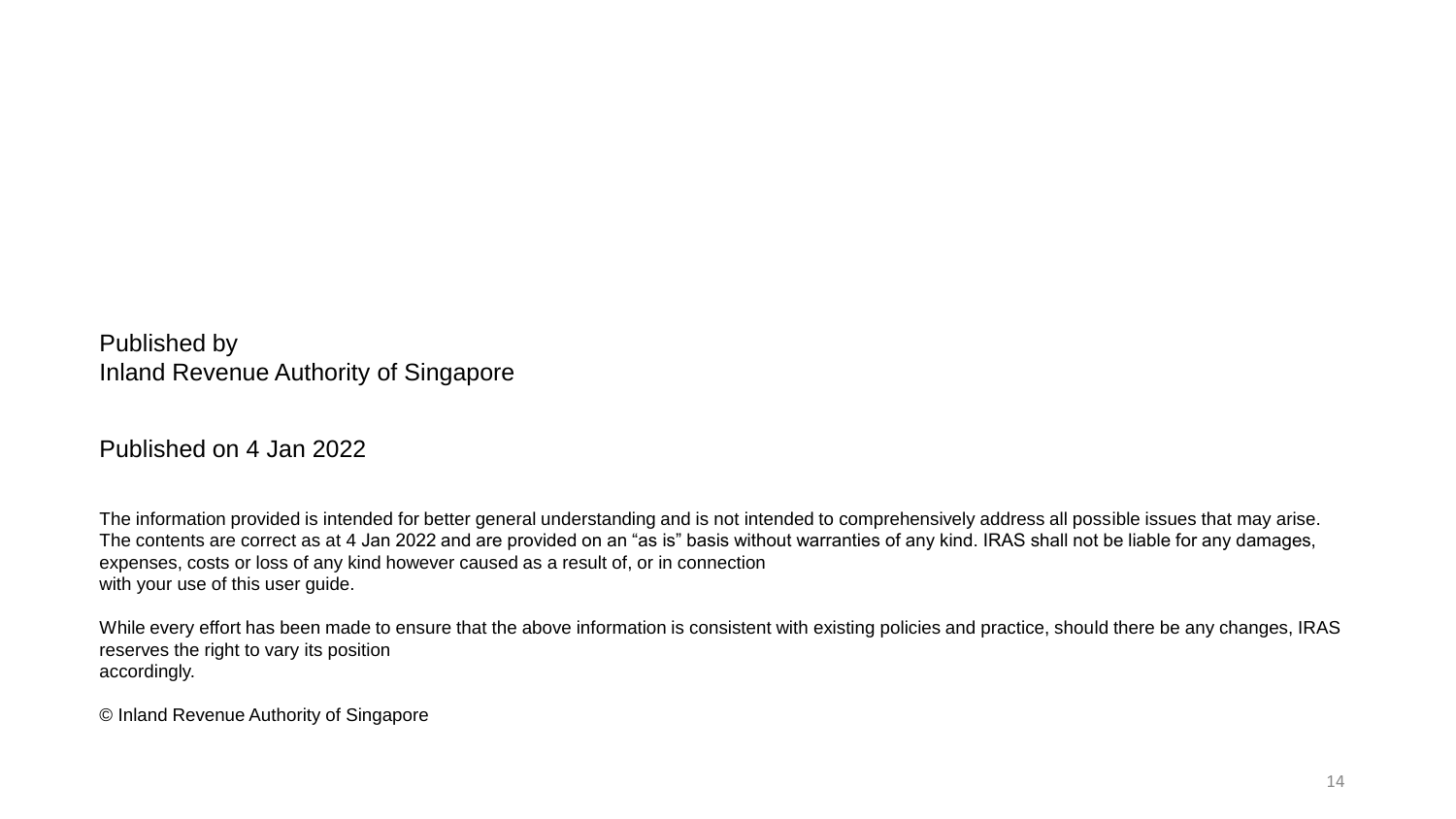Published by
Inland Revenue Authority of Singapore

Published on 4 Jan 2022

The information provided is intended for better general understanding and is not intended to comprehensively address all possible issues that may arise. The contents are correct as at 4 Jan 2022 and are provided on an "as is" basis without warranties of any kind. IRAS shall not be liable for any damages, expenses, costs or loss of any kind however caused as a result of, or in connection with your use of this user guide.

While every effort has been made to ensure that the above information is consistent with existing policies and practice, should there be any changes, IRAS reserves the right to vary its position accordingly.

© Inland Revenue Authority of Singapore